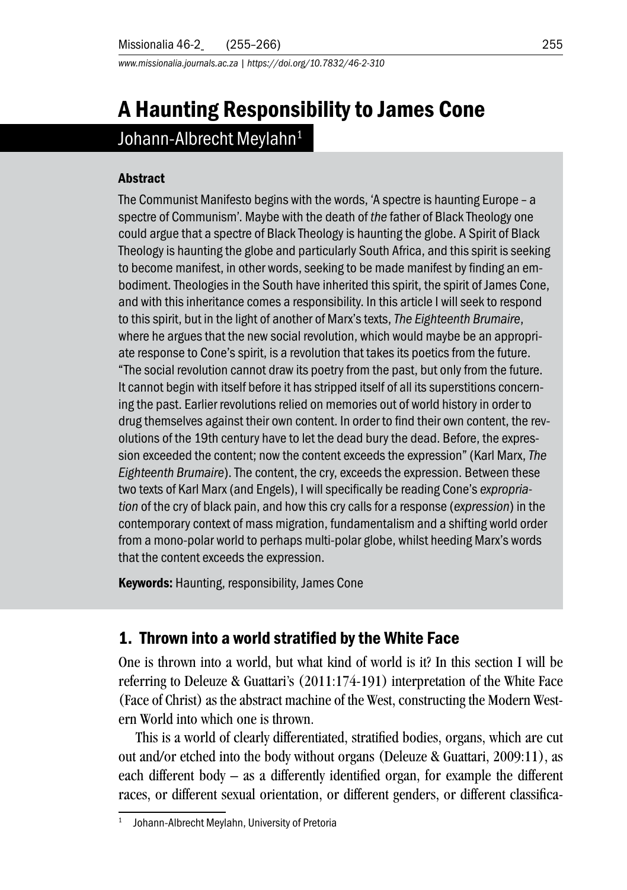# A Haunting Responsibility to James Cone

Johann-Albrecht Meylahn[1]

### Abstract

The Communist Manifesto begins with the words, 'A spectre is haunting Europe – a spectre of Communism'. Maybe with the death of *the* father of Black Theology one could argue that a spectre of Black Theology is haunting the globe. A Spirit of Black Theology is haunting the globe and particularly South Africa, and this spirit is seeking to become manifest, in other words, seeking to be made manifest by finding an embodiment. Theologies in the South have inherited this spirit, the spirit of James Cone, and with this inheritance comes a responsibility. In this article I will seek to respond to this spirit, but in the light of another of Marx's texts, *The Eighteenth Brumaire*, where he argues that the new social revolution, which would maybe be an appropriate response to Cone's spirit, is a revolution that takes its poetics from the future. "The social revolution cannot draw its poetry from the past, but only from the future. It cannot begin with itself before it has stripped itself of all its superstitions concerning the past. Earlier revolutions relied on memories out of world history in order to drug themselves against their own content. In order to find their own content, the revolutions of the 19th century have to let the dead bury the dead. Before, the expression exceeded the content; now the content exceeds the expression" (Karl Marx, *The Eighteenth Brumaire*). The content, the cry, exceeds the expression. Between these two texts of Karl Marx (and Engels), I will specifically be reading Cone's *expropriation* of the cry of black pain, and how this cry calls for a response (*expression*) in the contemporary context of mass migration, fundamentalism and a shifting world order from a mono-polar world to perhaps multi-polar globe, whilst heeding Marx's words that the content exceeds the expression.

**Keywords:** Haunting, responsibility, James Cone

## 1. Thrown into a world stratified by the White Face

One is thrown into a world, but what kind of world is it? In this section I will be referring to Deleuze & Guattari's (2011:174-191) interpretation of the White Face (Face of Christ) as the abstract machine of the West, constructing the Modern Western World into which one is thrown.

This is a world of clearly differentiated, stratified bodies, organs, which are cut out and/or etched into the body without organs (Deleuze & Guattari, 2009:11), as each different body – as a differently identified organ, for example the different races, or different sexual orientation, or different genders, or different classifica-

[1] Johann-Albrecht Meylahn, University of Pretoria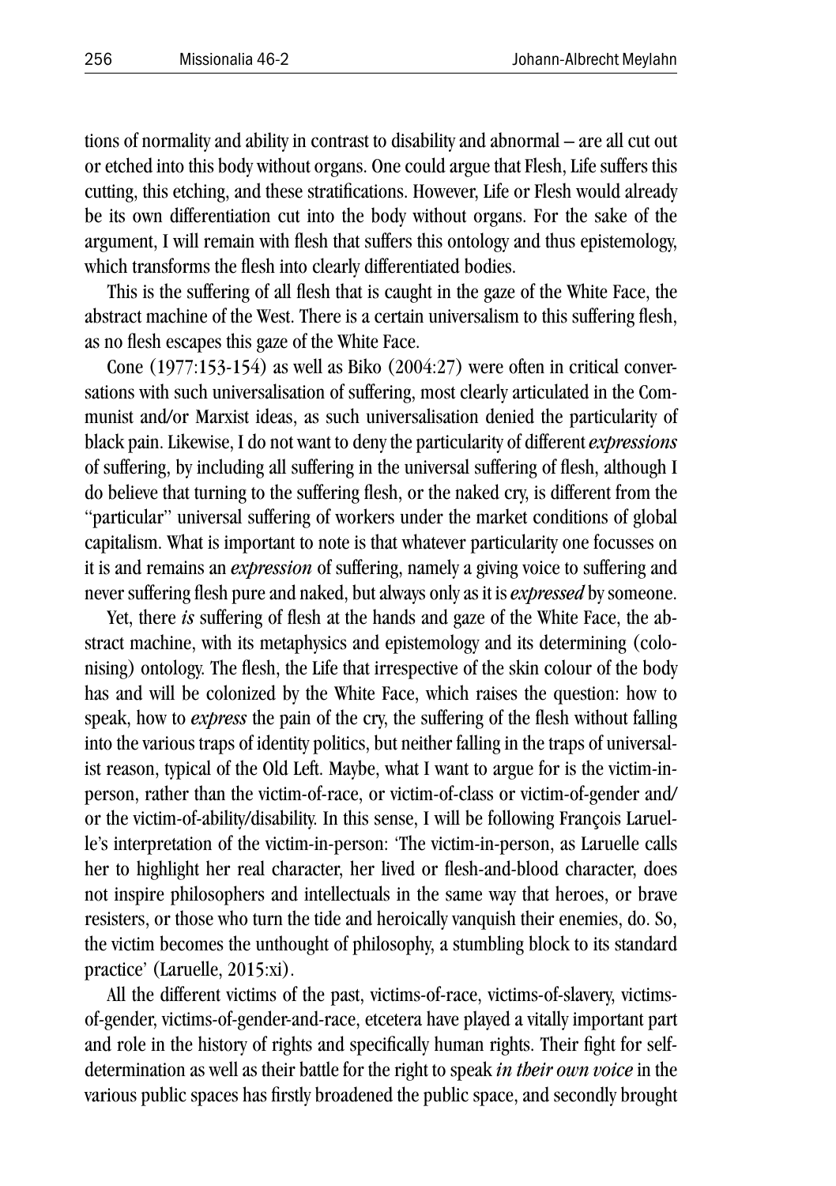tions of normality and ability in contrast to disability and abnormal – are all cut out or etched into this body without organs. One could argue that Flesh, Life suffers this cutting, this etching, and these stratifications. However, Life or Flesh would already be its own differentiation cut into the body without organs. For the sake of the argument, I will remain with flesh that suffers this ontology and thus epistemology, which transforms the flesh into clearly differentiated bodies.

This is the suffering of all flesh that is caught in the gaze of the White Face, the abstract machine of the West. There is a certain universalism to this suffering flesh, as no flesh escapes this gaze of the White Face.

Cone (1977:153-154) as well as Biko (2004:27) were often in critical conversations with such universalisation of suffering, most clearly articulated in the Communist and/or Marxist ideas, as such universalisation denied the particularity of black pain. Likewise, I do not want to deny the particularity of different *expressions* of suffering, by including all suffering in the universal suffering of flesh, although I do believe that turning to the suffering flesh, or the naked cry, is different from the "particular" universal suffering of workers under the market conditions of global capitalism. What is important to note is that whatever particularity one focusses on it is and remains an *expression* of suffering, namely a giving voice to suffering and never suffering flesh pure and naked, but always only as it is *expressed* by someone.

Yet, there *is* suffering of flesh at the hands and gaze of the White Face, the abstract machine, with its metaphysics and epistemology and its determining (colonising) ontology. The flesh, the Life that irrespective of the skin colour of the body has and will be colonized by the White Face, which raises the question: how to speak, how to *express* the pain of the cry, the suffering of the flesh without falling into the various traps of identity politics, but neither falling in the traps of universalist reason, typical of the Old Left. Maybe, what I want to argue for is the victim-in-person, rather than the victim-of-race, or victim-of-class or victim-of-gender and/or the victim-of-ability/disability. In this sense, I will be following François Laruelle's interpretation of the victim-in-person: 'The victim-in-person, as Laruelle calls her to highlight her real character, her lived or flesh-and-blood character, does not inspire philosophers and intellectuals in the same way that heroes, or brave resisters, or those who turn the tide and heroically vanquish their enemies, do. So, the victim becomes the unthought of philosophy, a stumbling block to its standard practice' (Laruelle, 2015:xi).

All the different victims of the past, victims-of-race, victims-of-slavery, victims-of-gender, victims-of-gender-and-race, etcetera have played a vitally important part and role in the history of rights and specifically human rights. Their fight for self-determination as well as their battle for the right to speak *in their own voice* in the various public spaces has firstly broadened the public space, and secondly brought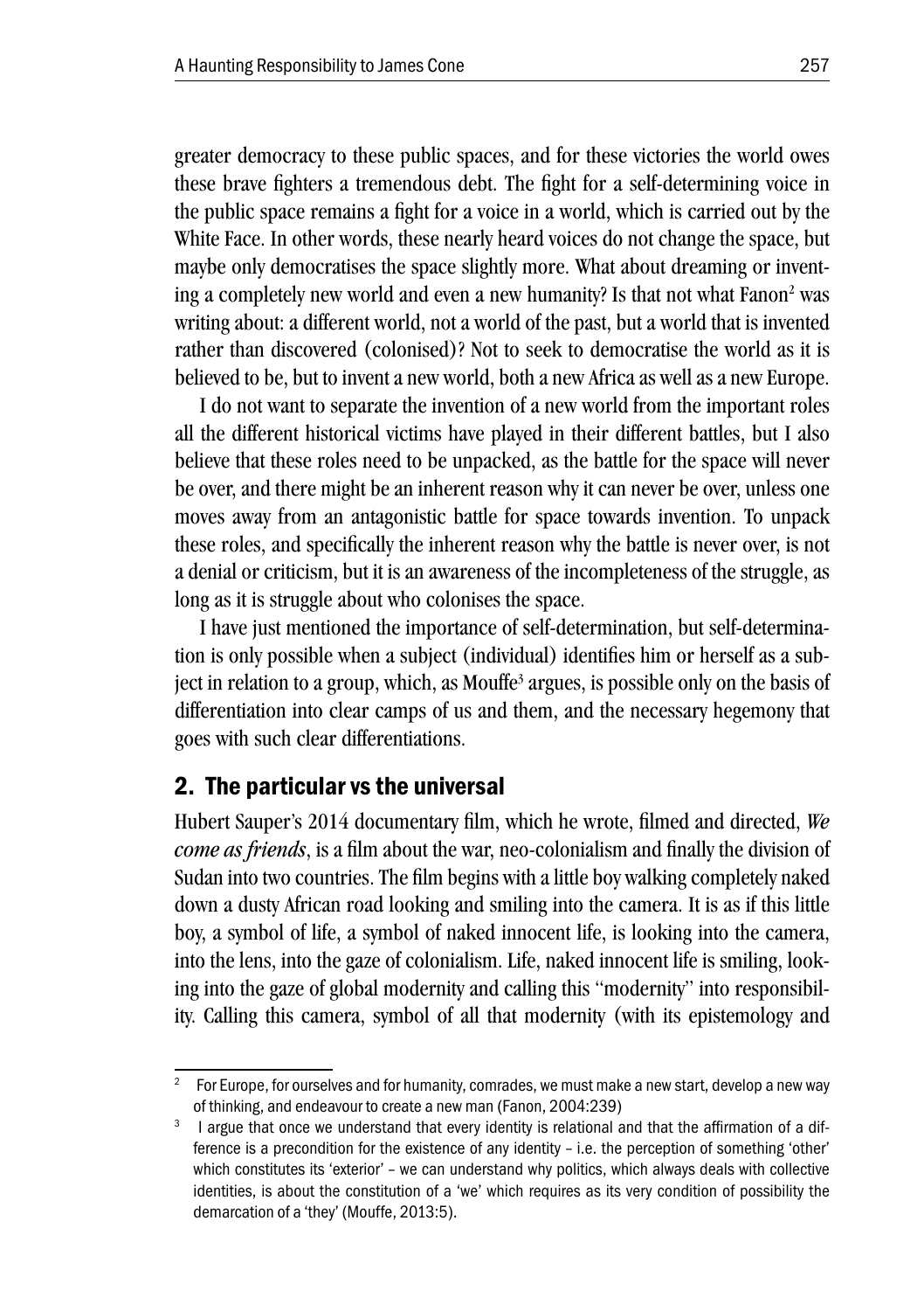greater democracy to these public spaces, and for these victories the world owes these brave fighters a tremendous debt. The fight for a self-determining voice in the public space remains a fight for a voice in a world, which is carried out by the White Face. In other words, these nearly heard voices do not change the space, but maybe only democratises the space slightly more. What about dreaming or inventing a completely new world and even a new humanity? Is that not what Fanon[2] was writing about: a different world, not a world of the past, but a world that is invented rather than discovered (colonised)? Not to seek to democratise the world as it is believed to be, but to invent a new world, both a new Africa as well as a new Europe.

I do not want to separate the invention of a new world from the important roles all the different historical victims have played in their different battles, but I also believe that these roles need to be unpacked, as the battle for the space will never be over, and there might be an inherent reason why it can never be over, unless one moves away from an antagonistic battle for space towards invention. To unpack these roles, and specifically the inherent reason why the battle is never over, is not a denial or criticism, but it is an awareness of the incompleteness of the struggle, as long as it is struggle about who colonises the space.

I have just mentioned the importance of self-determination, but self-determination is only possible when a subject (individual) identifies him or herself as a subject in relation to a group, which, as Mouffe[3] argues, is possible only on the basis of differentiation into clear camps of us and them, and the necessary hegemony that goes with such clear differentiations.

## 2. The particular vs the universal

Hubert Sauper's 2014 documentary film, which he wrote, filmed and directed, *We come as friends*, is a film about the war, neo-colonialism and finally the division of Sudan into two countries. The film begins with a little boy walking completely naked down a dusty African road looking and smiling into the camera. It is as if this little boy, a symbol of life, a symbol of naked innocent life, is looking into the camera, into the lens, into the gaze of colonialism. Life, naked innocent life is smiling, looking into the gaze of global modernity and calling this "modernity" into responsibility. Calling this camera, symbol of all that modernity (with its epistemology and

---

[2] For Europe, for ourselves and for humanity, comrades, we must make a new start, develop a new way of thinking, and endeavour to create a new man (Fanon, 2004:239)

[3] I argue that once we understand that every identity is relational and that the affirmation of a difference is a precondition for the existence of any identity – i.e. the perception of something 'other' which constitutes its 'exterior' – we can understand why politics, which always deals with collective identities, is about the constitution of a 'we' which requires as its very condition of possibility the demarcation of a 'they' (Mouffe, 2013:5).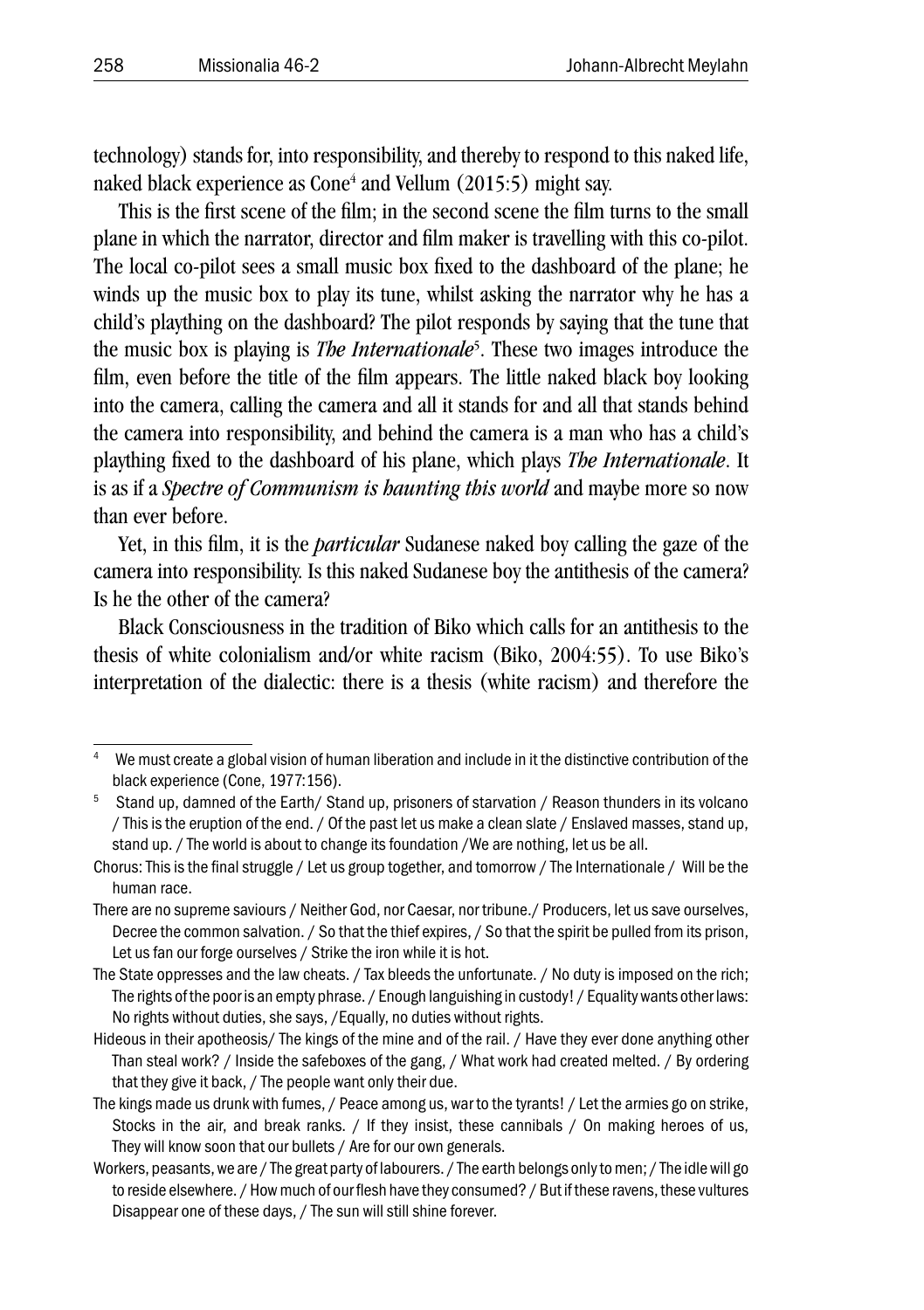technology) stands for, into responsibility, and thereby to respond to this naked life, naked black experience as Cone[4] and Vellum (2015:5) might say.

This is the first scene of the film; in the second scene the film turns to the small plane in which the narrator, director and film maker is travelling with this co-pilot. The local co-pilot sees a small music box fixed to the dashboard of the plane; he winds up the music box to play its tune, whilst asking the narrator why he has a child's plaything on the dashboard? The pilot responds by saying that the tune that the music box is playing is *The Internationale*[5]. These two images introduce the film, even before the title of the film appears. The little naked black boy looking into the camera, calling the camera and all it stands for and all that stands behind the camera into responsibility, and behind the camera is a man who has a child's plaything fixed to the dashboard of his plane, which plays *The Internationale*. It is as if a *Spectre of Communism is haunting this world* and maybe more so now than ever before.

Yet, in this film, it is the *particular* Sudanese naked boy calling the gaze of the camera into responsibility. Is this naked Sudanese boy the antithesis of the camera? Is he the other of the camera?

Black Consciousness in the tradition of Biko which calls for an antithesis to the thesis of white colonialism and/or white racism (Biko, 2004:55). To use Biko's interpretation of the dialectic: there is a thesis (white racism) and therefore the

---

[4] We must create a global vision of human liberation and include in it the distinctive contribution of the black experience (Cone, 1977:156).

[5] Stand up, damned of the Earth/ Stand up, prisoners of starvation / Reason thunders in its volcano / This is the eruption of the end. / Of the past let us make a clean slate / Enslaved masses, stand up, stand up. / The world is about to change its foundation /We are nothing, let us be all.

Chorus: This is the final struggle / Let us group together, and tomorrow / The Internationale / Will be the human race.

There are no supreme saviours / Neither God, nor Caesar, nor tribune./ Producers, let us save ourselves, Decree the common salvation. / So that the thief expires, / So that the spirit be pulled from its prison, Let us fan our forge ourselves / Strike the iron while it is hot.

The State oppresses and the law cheats. / Tax bleeds the unfortunate. / No duty is imposed on the rich; The rights of the poor is an empty phrase. / Enough languishing in custody! / Equality wants other laws: No rights without duties, she says, /Equally, no duties without rights.

Hideous in their apotheosis/ The kings of the mine and of the rail. / Have they ever done anything other Than steal work? / Inside the safeboxes of the gang, / What work had created melted. / By ordering that they give it back, / The people want only their due.

The kings made us drunk with fumes, / Peace among us, war to the tyrants! / Let the armies go on strike, Stocks in the air, and break ranks. / If they insist, these cannibals / On making heroes of us, They will know soon that our bullets / Are for our own generals.

Workers, peasants, we are / The great party of labourers. / The earth belongs only to men; / The idle will go to reside elsewhere. / How much of our flesh have they consumed? / But if these ravens, these vultures Disappear one of these days, / The sun will still shine forever.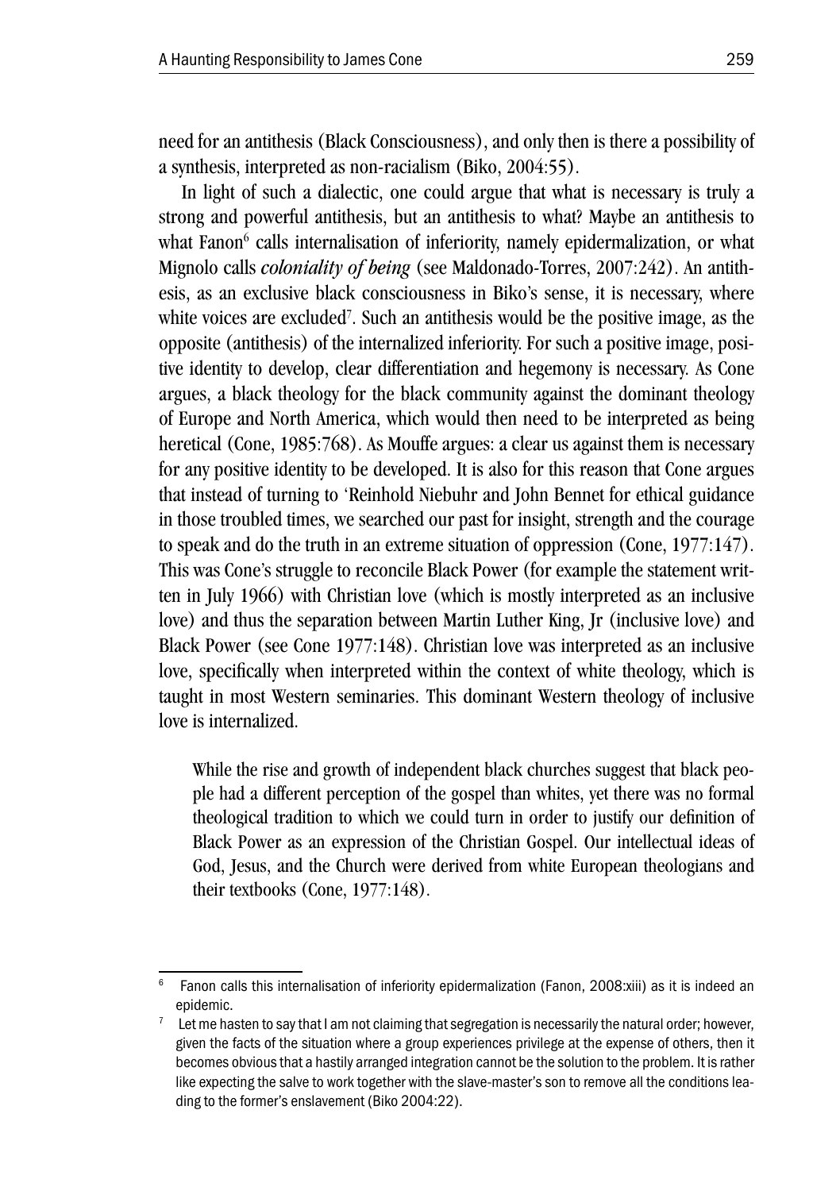need for an antithesis (Black Consciousness), and only then is there a possibility of a synthesis, interpreted as non-racialism (Biko, 2004:55).

In light of such a dialectic, one could argue that what is necessary is truly a strong and powerful antithesis, but an antithesis to what? Maybe an antithesis to what Fanon[6] calls internalisation of inferiority, namely epidermalization, or what Mignolo calls *coloniality of being* (see Maldonado-Torres, 2007:242). An antithesis, as an exclusive black consciousness in Biko's sense, it is necessary, where white voices are excluded[7]. Such an antithesis would be the positive image, as the opposite (antithesis) of the internalized inferiority. For such a positive image, positive identity to develop, clear differentiation and hegemony is necessary. As Cone argues, a black theology for the black community against the dominant theology of Europe and North America, which would then need to be interpreted as being heretical (Cone, 1985:768). As Mouffe argues: a clear us against them is necessary for any positive identity to be developed. It is also for this reason that Cone argues that instead of turning to 'Reinhold Niebuhr and John Bennet for ethical guidance in those troubled times, we searched our past for insight, strength and the courage to speak and do the truth in an extreme situation of oppression (Cone, 1977:147). This was Cone's struggle to reconcile Black Power (for example the statement written in July 1966) with Christian love (which is mostly interpreted as an inclusive love) and thus the separation between Martin Luther King, Jr (inclusive love) and Black Power (see Cone 1977:148). Christian love was interpreted as an inclusive love, specifically when interpreted within the context of white theology, which is taught in most Western seminaries. This dominant Western theology of inclusive love is internalized.

> While the rise and growth of independent black churches suggest that black people had a different perception of the gospel than whites, yet there was no formal theological tradition to which we could turn in order to justify our definition of Black Power as an expression of the Christian Gospel. Our intellectual ideas of God, Jesus, and the Church were derived from white European theologians and their textbooks (Cone, 1977:148).

---

[6] Fanon calls this internalisation of inferiority epidermalization (Fanon, 2008:xiii) as it is indeed an epidemic.

[7] Let me hasten to say that I am not claiming that segregation is necessarily the natural order; however, given the facts of the situation where a group experiences privilege at the expense of others, then it becomes obvious that a hastily arranged integration cannot be the solution to the problem. It is rather like expecting the salve to work together with the slave-master's son to remove all the conditions leading to the former's enslavement (Biko 2004:22).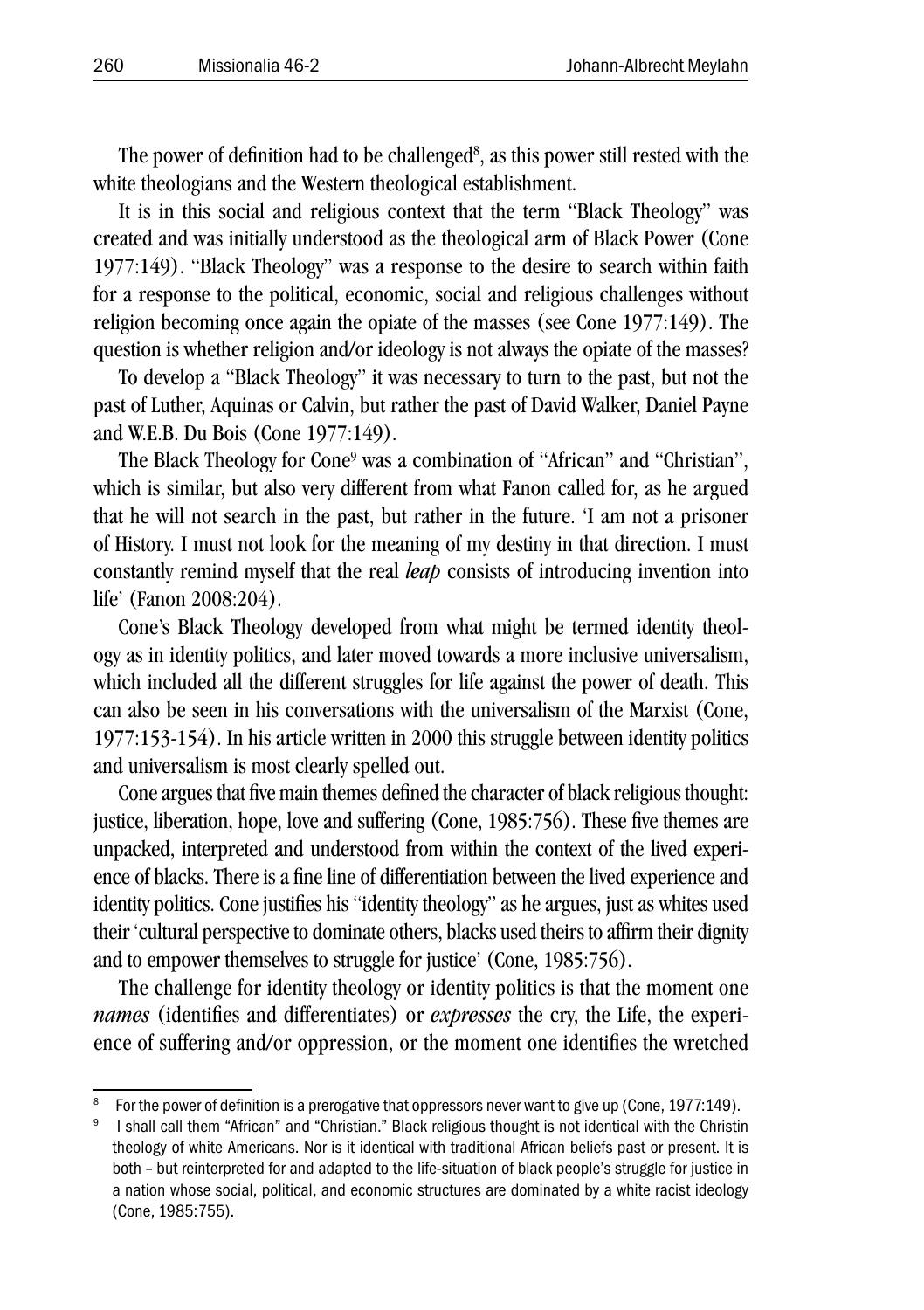The power of definition had to be challenged[8], as this power still rested with the white theologians and the Western theological establishment.

It is in this social and religious context that the term "Black Theology" was created and was initially understood as the theological arm of Black Power (Cone 1977:149). "Black Theology" was a response to the desire to search within faith for a response to the political, economic, social and religious challenges without religion becoming once again the opiate of the masses (see Cone 1977:149). The question is whether religion and/or ideology is not always the opiate of the masses?

To develop a "Black Theology" it was necessary to turn to the past, but not the past of Luther, Aquinas or Calvin, but rather the past of David Walker, Daniel Payne and W.E.B. Du Bois (Cone 1977:149).

The Black Theology for Cone[9] was a combination of "African" and "Christian", which is similar, but also very different from what Fanon called for, as he argued that he will not search in the past, but rather in the future. 'I am not a prisoner of History. I must not look for the meaning of my destiny in that direction. I must constantly remind myself that the real *leap* consists of introducing invention into life' (Fanon 2008:204).

Cone's Black Theology developed from what might be termed identity theology as in identity politics, and later moved towards a more inclusive universalism, which included all the different struggles for life against the power of death. This can also be seen in his conversations with the universalism of the Marxist (Cone, 1977:153-154). In his article written in 2000 this struggle between identity politics and universalism is most clearly spelled out.

Cone argues that five main themes defined the character of black religious thought: justice, liberation, hope, love and suffering (Cone, 1985:756). These five themes are unpacked, interpreted and understood from within the context of the lived experience of blacks. There is a fine line of differentiation between the lived experience and identity politics. Cone justifies his "identity theology" as he argues, just as whites used their 'cultural perspective to dominate others, blacks used theirs to affirm their dignity and to empower themselves to struggle for justice' (Cone, 1985:756).

The challenge for identity theology or identity politics is that the moment one *names* (identifies and differentiates) or *expresses* the cry, the Life, the experience of suffering and/or oppression, or the moment one identifies the wretched

---

[8] For the power of definition is a prerogative that oppressors never want to give up (Cone, 1977:149).

[9] I shall call them "African" and "Christian." Black religious thought is not identical with the Christin theology of white Americans. Nor is it identical with traditional African beliefs past or present. It is both – but reinterpreted for and adapted to the life-situation of black people's struggle for justice in a nation whose social, political, and economic structures are dominated by a white racist ideology (Cone, 1985:755).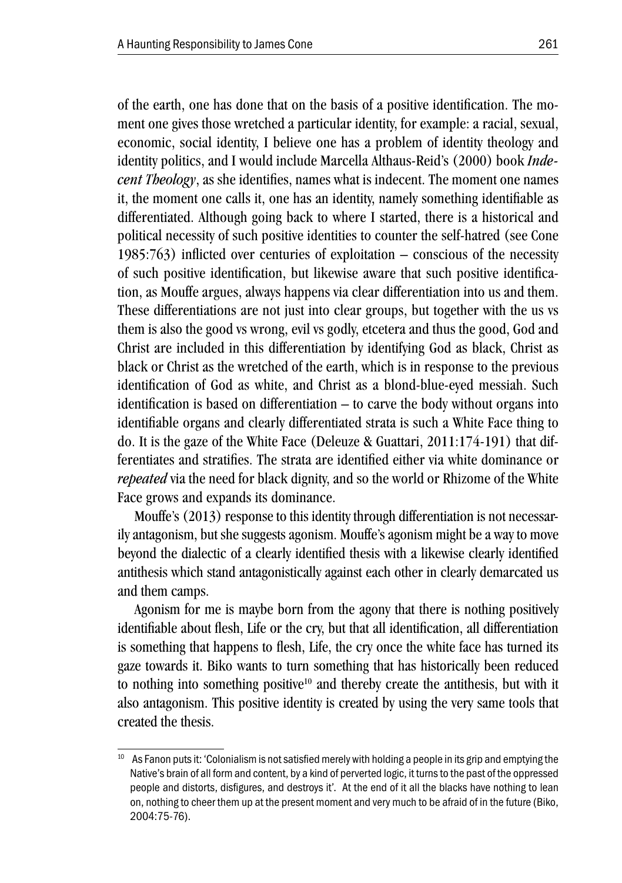of the earth, one has done that on the basis of a positive identification. The moment one gives those wretched a particular identity, for example: a racial, sexual, economic, social identity, I believe one has a problem of identity theology and identity politics, and I would include Marcella Althaus-Reid's (2000) book *Indecent Theology*, as she identifies, names what is indecent. The moment one names it, the moment one calls it, one has an identity, namely something identifiable as differentiated. Although going back to where I started, there is a historical and political necessity of such positive identities to counter the self-hatred (see Cone 1985:763) inflicted over centuries of exploitation – conscious of the necessity of such positive identification, but likewise aware that such positive identification, as Mouffe argues, always happens via clear differentiation into us and them. These differentiations are not just into clear groups, but together with the us vs them is also the good vs wrong, evil vs godly, etcetera and thus the good, God and Christ are included in this differentiation by identifying God as black, Christ as black or Christ as the wretched of the earth, which is in response to the previous identification of God as white, and Christ as a blond-blue-eyed messiah. Such identification is based on differentiation – to carve the body without organs into identifiable organs and clearly differentiated strata is such a White Face thing to do. It is the gaze of the White Face (Deleuze & Guattari, 2011:174-191) that differentiates and stratifies. The strata are identified either via white dominance or *repeated* via the need for black dignity, and so the world or Rhizome of the White Face grows and expands its dominance.

Mouffe's (2013) response to this identity through differentiation is not necessarily antagonism, but she suggests agonism. Mouffe's agonism might be a way to move beyond the dialectic of a clearly identified thesis with a likewise clearly identified antithesis which stand antagonistically against each other in clearly demarcated us and them camps.

Agonism for me is maybe born from the agony that there is nothing positively identifiable about flesh, Life or the cry, but that all identification, all differentiation is something that happens to flesh, Life, the cry once the white face has turned its gaze towards it. Biko wants to turn something that has historically been reduced to nothing into something positive[10] and thereby create the antithesis, but with it also antagonism. This positive identity is created by using the very same tools that created the thesis.

---

[10] As Fanon puts it: 'Colonialism is not satisfied merely with holding a people in its grip and emptying the Native's brain of all form and content, by a kind of perverted logic, it turns to the past of the oppressed people and distorts, disfigures, and destroys it'. At the end of it all the blacks have nothing to lean on, nothing to cheer them up at the present moment and very much to be afraid of in the future (Biko, 2004:75-76).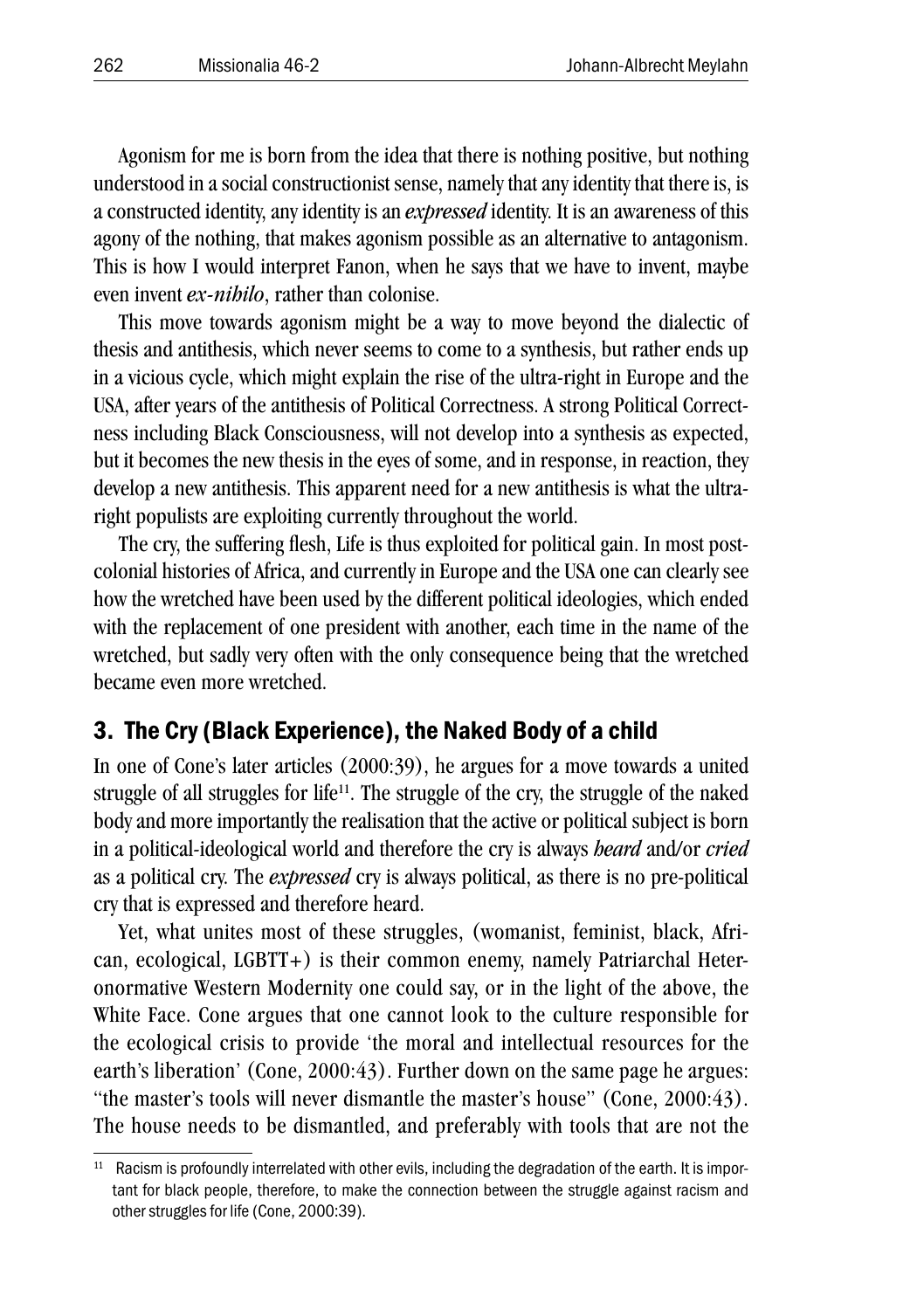Agonism for me is born from the idea that there is nothing positive, but nothing understood in a social constructionist sense, namely that any identity that there is, is a constructed identity, any identity is an *expressed* identity. It is an awareness of this agony of the nothing, that makes agonism possible as an alternative to antagonism. This is how I would interpret Fanon, when he says that we have to invent, maybe even invent *ex-nihilo*, rather than colonise.

This move towards agonism might be a way to move beyond the dialectic of thesis and antithesis, which never seems to come to a synthesis, but rather ends up in a vicious cycle, which might explain the rise of the ultra-right in Europe and the USA, after years of the antithesis of Political Correctness. A strong Political Correctness including Black Consciousness, will not develop into a synthesis as expected, but it becomes the new thesis in the eyes of some, and in response, in reaction, they develop a new antithesis. This apparent need for a new antithesis is what the ultra-right populists are exploiting currently throughout the world.

The cry, the suffering flesh, Life is thus exploited for political gain. In most post-colonial histories of Africa, and currently in Europe and the USA one can clearly see how the wretched have been used by the different political ideologies, which ended with the replacement of one president with another, each time in the name of the wretched, but sadly very often with the only consequence being that the wretched became even more wretched.

## 3. The Cry (Black Experience), the Naked Body of a child

In one of Cone's later articles (2000:39), he argues for a move towards a united struggle of all struggles for life[11]. The struggle of the cry, the struggle of the naked body and more importantly the realisation that the active or political subject is born in a political-ideological world and therefore the cry is always *heard* and/or *cried* as a political cry. The *expressed* cry is always political, as there is no pre-political cry that is expressed and therefore heard.

Yet, what unites most of these struggles, (womanist, feminist, black, African, ecological, LGBTT+) is their common enemy, namely Patriarchal Heteronormative Western Modernity one could say, or in the light of the above, the White Face. Cone argues that one cannot look to the culture responsible for the ecological crisis to provide 'the moral and intellectual resources for the earth's liberation' (Cone, 2000:43). Further down on the same page he argues: "the master's tools will never dismantle the master's house" (Cone, 2000:43). The house needs to be dismantled, and preferably with tools that are not the

[11] Racism is profoundly interrelated with other evils, including the degradation of the earth. It is important for black people, therefore, to make the connection between the struggle against racism and other struggles for life (Cone, 2000:39).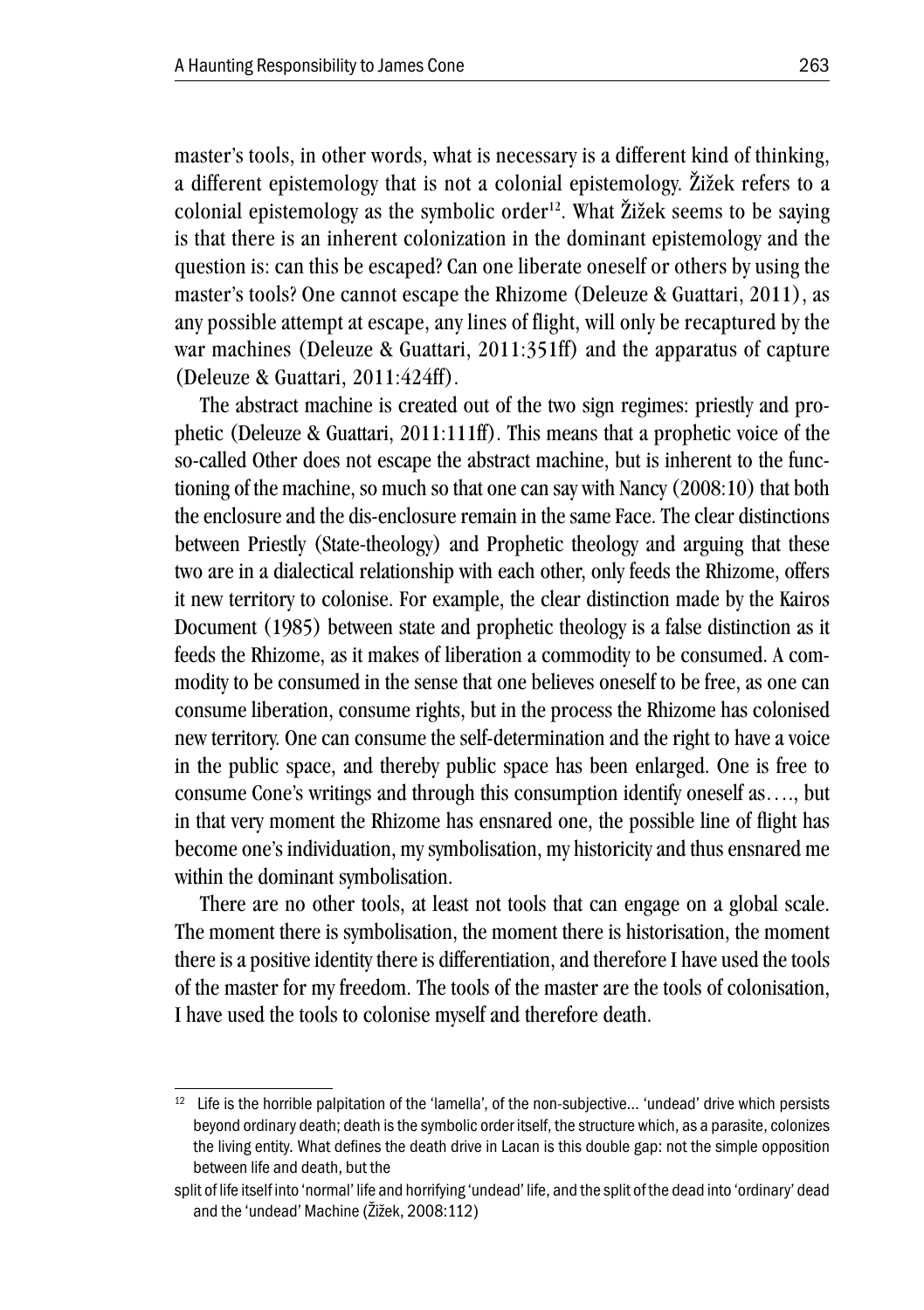master's tools, in other words, what is necessary is a different kind of thinking, a different epistemology that is not a colonial epistemology. Žižek refers to a colonial epistemology as the symbolic order[12]. What Žižek seems to be saying is that there is an inherent colonization in the dominant epistemology and the question is: can this be escaped? Can one liberate oneself or others by using the master's tools? One cannot escape the Rhizome (Deleuze & Guattari, 2011), as any possible attempt at escape, any lines of flight, will only be recaptured by the war machines (Deleuze & Guattari, 2011:351ff) and the apparatus of capture (Deleuze & Guattari, 2011:424ff).

The abstract machine is created out of the two sign regimes: priestly and prophetic (Deleuze & Guattari, 2011:111ff). This means that a prophetic voice of the so-called Other does not escape the abstract machine, but is inherent to the functioning of the machine, so much so that one can say with Nancy (2008:10) that both the enclosure and the dis-enclosure remain in the same Face. The clear distinctions between Priestly (State-theology) and Prophetic theology and arguing that these two are in a dialectical relationship with each other, only feeds the Rhizome, offers it new territory to colonise. For example, the clear distinction made by the Kairos Document (1985) between state and prophetic theology is a false distinction as it feeds the Rhizome, as it makes of liberation a commodity to be consumed. A commodity to be consumed in the sense that one believes oneself to be free, as one can consume liberation, consume rights, but in the process the Rhizome has colonised new territory. One can consume the self-determination and the right to have a voice in the public space, and thereby public space has been enlarged. One is free to consume Cone's writings and through this consumption identify oneself as…., but in that very moment the Rhizome has ensnared one, the possible line of flight has become one's individuation, my symbolisation, my historicity and thus ensnared me within the dominant symbolisation.

There are no other tools, at least not tools that can engage on a global scale. The moment there is symbolisation, the moment there is historisation, the moment there is a positive identity there is differentiation, and therefore I have used the tools of the master for my freedom. The tools of the master are the tools of colonisation, I have used the tools to colonise myself and therefore death.

---

[12] Life is the horrible palpitation of the 'lamella', of the non-subjective… 'undead' drive which persists beyond ordinary death; death is the symbolic order itself, the structure which, as a parasite, colonizes the living entity. What defines the death drive in Lacan is this double gap: not the simple opposition between life and death, but the split of life itself into 'normal' life and horrifying 'undead' life, and the split of the dead into 'ordinary' dead and the 'undead' Machine (Žižek, 2008:112)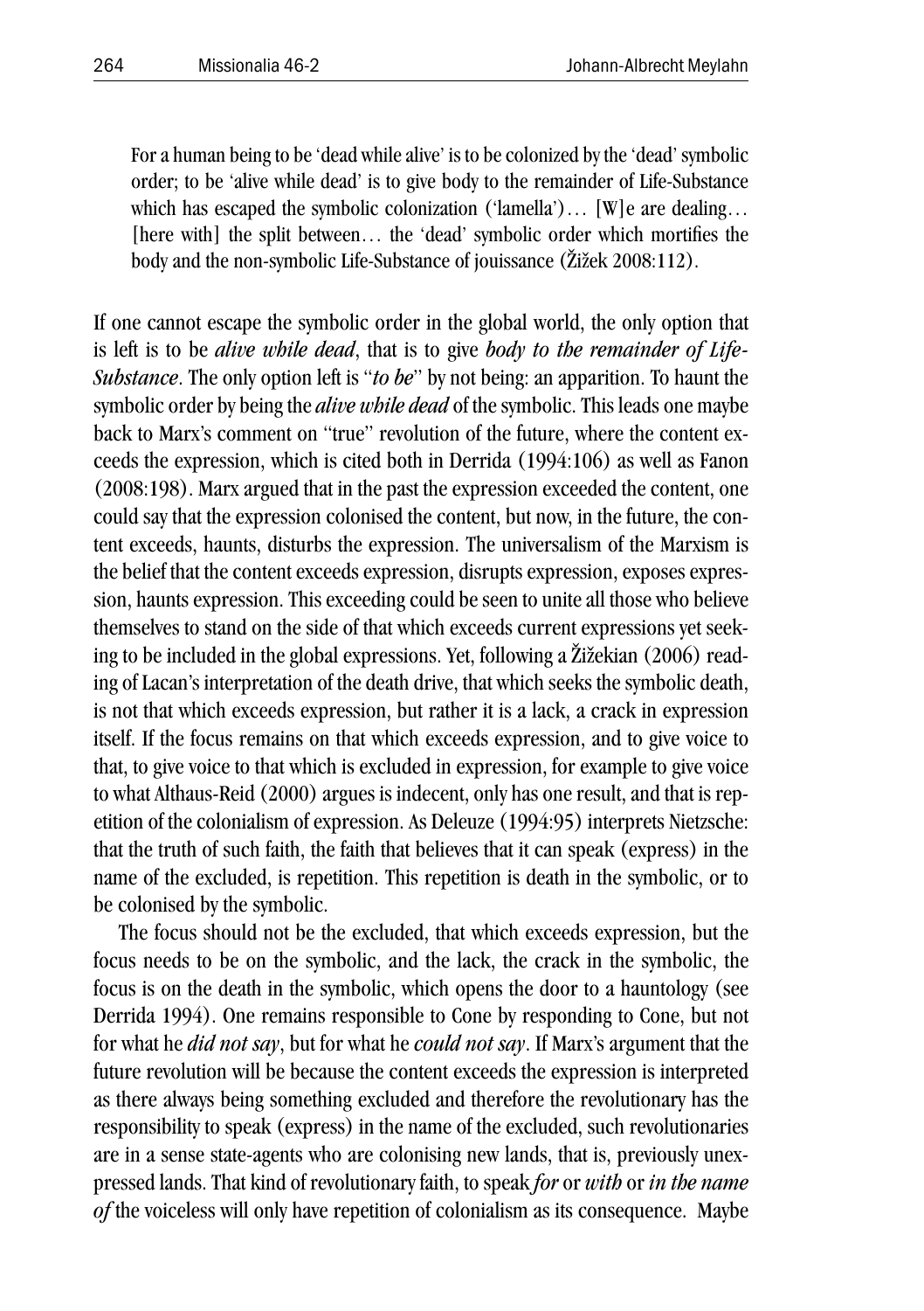> For a human being to be 'dead while alive' is to be colonized by the 'dead' symbolic order; to be 'alive while dead' is to give body to the remainder of Life-Substance which has escaped the symbolic colonization ('lamella')… [W]e are dealing… [here with] the split between… the 'dead' symbolic order which mortifies the body and the non-symbolic Life-Substance of jouissance (Žižek 2008:112).

If one cannot escape the symbolic order in the global world, the only option that is left is to be *alive while dead*, that is to give *body to the remainder of Life-Substance*. The only option left is "*to be*" by not being: an apparition. To haunt the symbolic order by being the *alive while dead* of the symbolic. This leads one maybe back to Marx's comment on "true" revolution of the future, where the content exceeds the expression, which is cited both in Derrida (1994:106) as well as Fanon (2008:198). Marx argued that in the past the expression exceeded the content, one could say that the expression colonised the content, but now, in the future, the content exceeds, haunts, disturbs the expression. The universalism of the Marxism is the belief that the content exceeds expression, disrupts expression, exposes expression, haunts expression. This exceeding could be seen to unite all those who believe themselves to stand on the side of that which exceeds current expressions yet seeking to be included in the global expressions. Yet, following a Žižekian (2006) reading of Lacan's interpretation of the death drive, that which seeks the symbolic death, is not that which exceeds expression, but rather it is a lack, a crack in expression itself. If the focus remains on that which exceeds expression, and to give voice to that, to give voice to that which is excluded in expression, for example to give voice to what Althaus-Reid (2000) argues is indecent, only has one result, and that is repetition of the colonialism of expression. As Deleuze (1994:95) interprets Nietzsche: that the truth of such faith, the faith that believes that it can speak (express) in the name of the excluded, is repetition. This repetition is death in the symbolic, or to be colonised by the symbolic.

The focus should not be the excluded, that which exceeds expression, but the focus needs to be on the symbolic, and the lack, the crack in the symbolic, the focus is on the death in the symbolic, which opens the door to a hauntology (see Derrida 1994). One remains responsible to Cone by responding to Cone, but not for what he *did not say*, but for what he *could not say*. If Marx's argument that the future revolution will be because the content exceeds the expression is interpreted as there always being something excluded and therefore the revolutionary has the responsibility to speak (express) in the name of the excluded, such revolutionaries are in a sense state-agents who are colonising new lands, that is, previously unexpressed lands. That kind of revolutionary faith, to speak *for* or *with* or *in the name of* the voiceless will only have repetition of colonialism as its consequence. Maybe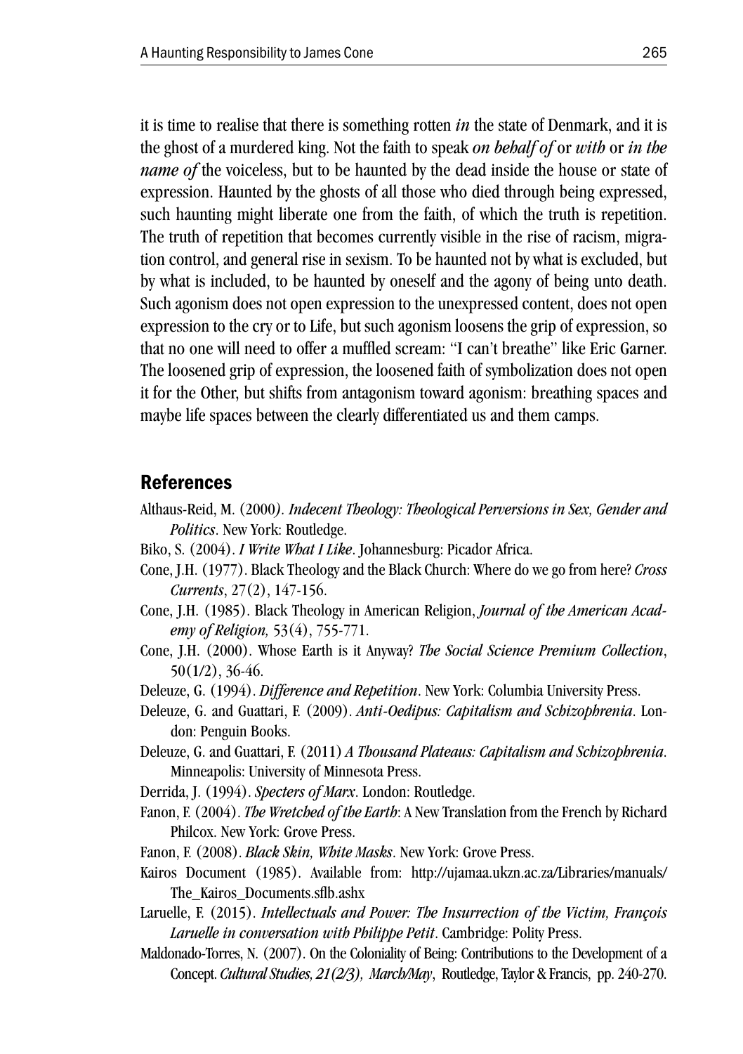it is time to realise that there is something rotten *in* the state of Denmark, and it is the ghost of a murdered king. Not the faith to speak *on behalf of* or *with* or *in the name of* the voiceless, but to be haunted by the dead inside the house or state of expression. Haunted by the ghosts of all those who died through being expressed, such haunting might liberate one from the faith, of which the truth is repetition. The truth of repetition that becomes currently visible in the rise of racism, migration control, and general rise in sexism. To be haunted not by what is excluded, but by what is included, to be haunted by oneself and the agony of being unto death. Such agonism does not open expression to the unexpressed content, does not open expression to the cry or to Life, but such agonism loosens the grip of expression, so that no one will need to offer a muffled scream: "I can't breathe" like Eric Garner. The loosened grip of expression, the loosened faith of symbolization does not open it for the Other, but shifts from antagonism toward agonism: breathing spaces and maybe life spaces between the clearly differentiated us and them camps.

## References

Althaus-Reid, M. (2000). *Indecent Theology: Theological Perversions in Sex, Gender and Politics*. New York: Routledge.

Biko, S. (2004). *I Write What I Like*. Johannesburg: Picador Africa.

Cone, J.H. (1977). Black Theology and the Black Church: Where do we go from here? *Cross Currents*, 27(2), 147-156.

Cone, J.H. (1985). Black Theology in American Religion, *Journal of the American Academy of Religion,* 53(4), 755-771.

Cone, J.H. (2000). Whose Earth is it Anyway? *The Social Science Premium Collection*, 50(1/2), 36-46.

Deleuze, G. (1994). *Difference and Repetition*. New York: Columbia University Press.

Deleuze, G. and Guattari, F. (2009). *Anti-Oedipus: Capitalism and Schizophrenia*. London: Penguin Books.

Deleuze, G. and Guattari, F. (2011) *A Thousand Plateaus: Capitalism and Schizophrenia*. Minneapolis: University of Minnesota Press.

Derrida, J. (1994). *Specters of Marx*. London: Routledge.

Fanon, F. (2004). *The Wretched of the Earth*: A New Translation from the French by Richard Philcox. New York: Grove Press.

Fanon, F. (2008). *Black Skin, White Masks*. New York: Grove Press.

Kairos Document (1985). Available from: http://ujamaa.ukzn.ac.za/Libraries/manuals/The_Kairos_Documents.sflb.ashx

Laruelle, F. (2015). *Intellectuals and Power: The Insurrection of the Victim, François Laruelle in conversation with Philippe Petit*. Cambridge: Polity Press.

Maldonado-Torres, N. (2007). On the Coloniality of Being: Contributions to the Development of a Concept. *Cultural Studies, 21(2/3), March/May*, Routledge, Taylor & Francis, pp. 240-270.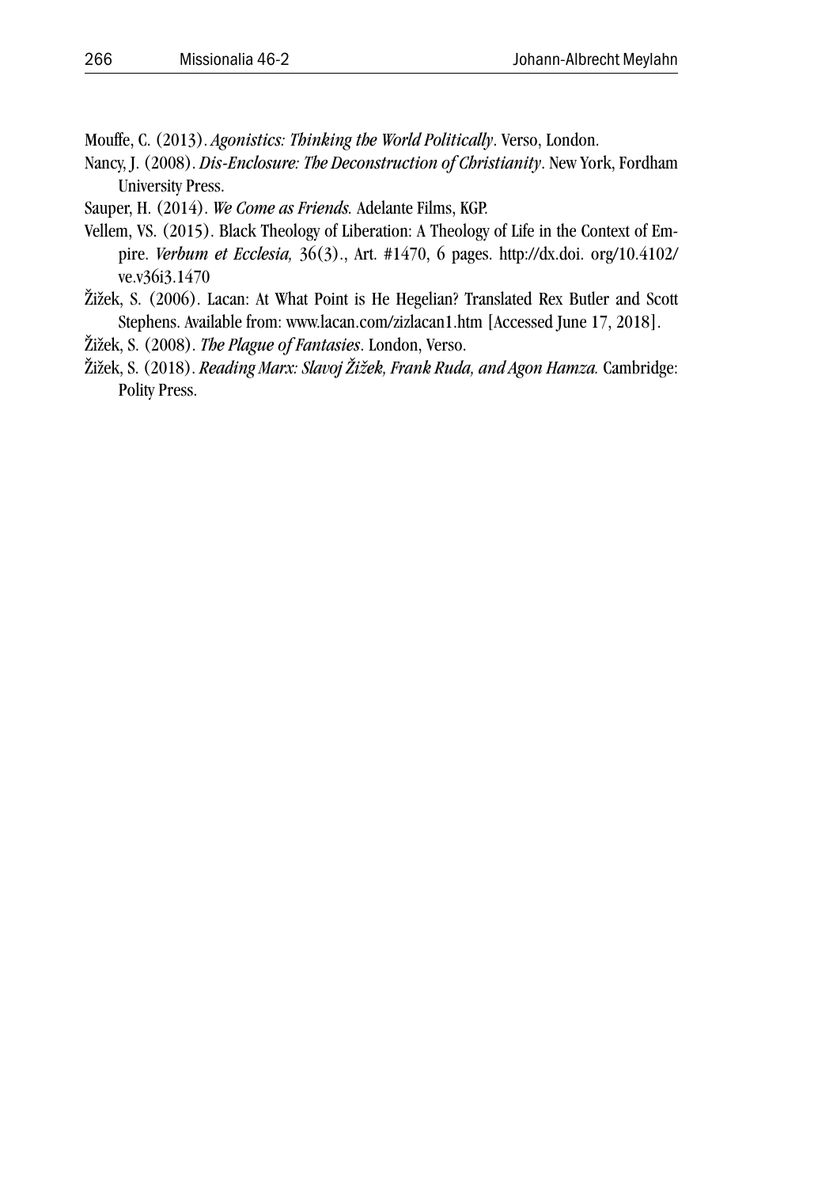Mouffe, C. (2013). *Agonistics: Thinking the World Politically*. Verso, London.

Nancy, J. (2008). *Dis-Enclosure: The Deconstruction of Christianity*. New York, Fordham University Press.

Sauper, H. (2014). *We Come as Friends.* Adelante Films, KGP.

Vellem, VS. (2015). Black Theology of Liberation: A Theology of Life in the Context of Empire. *Verbum et Ecclesia,* 36(3)., Art. #1470, 6 pages. http://dx.doi. org/10.4102/ve.v36i3.1470

Žižek, S. (2006). Lacan: At What Point is He Hegelian? Translated Rex Butler and Scott Stephens. Available from: www.lacan.com/zizlacan1.htm [Accessed June 17, 2018].

Žižek, S. (2008). *The Plague of Fantasies*. London, Verso.

Žižek, S. (2018). *Reading Marx: Slavoj Žižek, Frank Ruda, and Agon Hamza.* Cambridge: Polity Press.